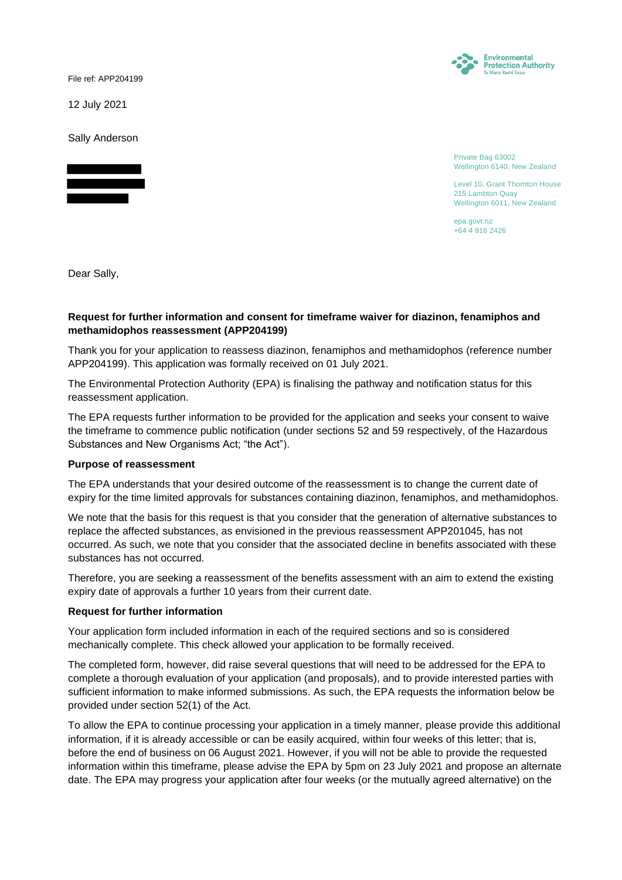File ref: APP204199

12 July 2021

Sally Anderson

Private Bag 63002
Wellington 6140, New Zealand

Level 10, Grant Thornton House
215 Lambton Quay
Wellington 6011, New Zealand

epa.govt.nz
+64 4 916 2426

Dear Sally,

**Request for further information and consent for timeframe waiver for diazinon, fenamiphos and methamidophos reassessment (APP204199)**

Thank you for your application to reassess diazinon, fenamiphos and methamidophos (reference number APP204199). This application was formally received on 01 July 2021.

The Environmental Protection Authority (EPA) is finalising the pathway and notification status for this reassessment application.

The EPA requests further information to be provided for the application and seeks your consent to waive the timeframe to commence public notification (under sections 52 and 59 respectively, of the Hazardous Substances and New Organisms Act; "the Act").

**Purpose of reassessment**

The EPA understands that your desired outcome of the reassessment is to change the current date of expiry for the time limited approvals for substances containing diazinon, fenamiphos, and methamidophos.

We note that the basis for this request is that you consider that the generation of alternative substances to replace the affected substances, as envisioned in the previous reassessment APP201045, has not occurred. As such, we note that you consider that the associated decline in benefits associated with these substances has not occurred.

Therefore, you are seeking a reassessment of the benefits assessment with an aim to extend the existing expiry date of approvals a further 10 years from their current date.

**Request for further information**

Your application form included information in each of the required sections and so is considered mechanically complete. This check allowed your application to be formally received.

The completed form, however, did raise several questions that will need to be addressed for the EPA to complete a thorough evaluation of your application (and proposals), and to provide interested parties with sufficient information to make informed submissions. As such, the EPA requests the information below be provided under section 52(1) of the Act.

To allow the EPA to continue processing your application in a timely manner, please provide this additional information, if it is already accessible or can be easily acquired, within four weeks of this letter; that is, before the end of business on 06 August 2021. However, if you will not be able to provide the requested information within this timeframe, please advise the EPA by 5pm on 23 July 2021 and propose an alternate date. The EPA may progress your application after four weeks (or the mutually agreed alternative) on the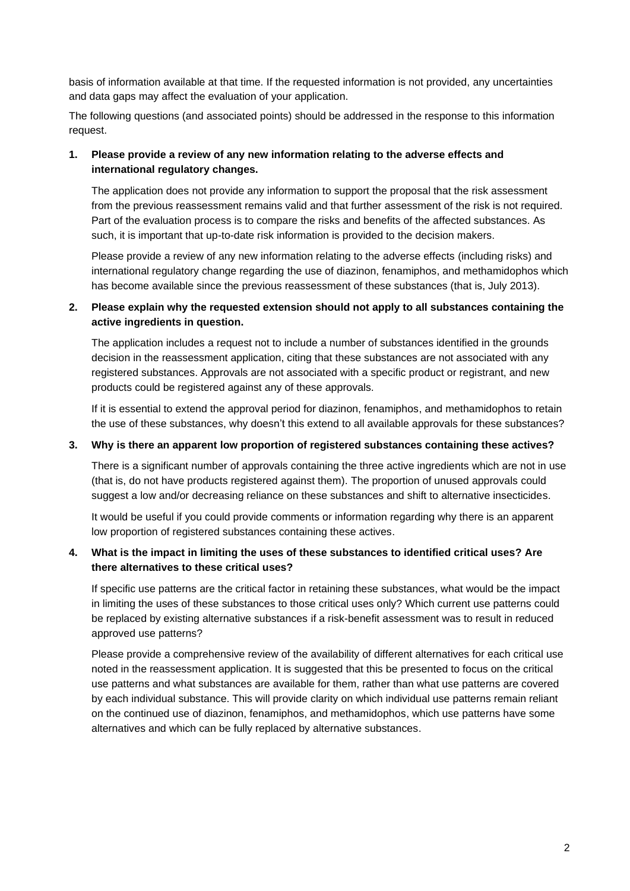basis of information available at that time. If the requested information is not provided, any uncertainties and data gaps may affect the evaluation of your application.

The following questions (and associated points) should be addressed in the response to this information request.

1. **Please provide a review of any new information relating to the adverse effects and international regulatory changes.**

   The application does not provide any information to support the proposal that the risk assessment from the previous reassessment remains valid and that further assessment of the risk is not required. Part of the evaluation process is to compare the risks and benefits of the affected substances. As such, it is important that up-to-date risk information is provided to the decision makers.

   Please provide a review of any new information relating to the adverse effects (including risks) and international regulatory change regarding the use of diazinon, fenamiphos, and methamidophos which has become available since the previous reassessment of these substances (that is, July 2013).

2. **Please explain why the requested extension should not apply to all substances containing the active ingredients in question.**

   The application includes a request not to include a number of substances identified in the grounds decision in the reassessment application, citing that these substances are not associated with any registered substances. Approvals are not associated with a specific product or registrant, and new products could be registered against any of these approvals.

   If it is essential to extend the approval period for diazinon, fenamiphos, and methamidophos to retain the use of these substances, why doesn't this extend to all available approvals for these substances?

3. **Why is there an apparent low proportion of registered substances containing these actives?**

   There is a significant number of approvals containing the three active ingredients which are not in use (that is, do not have products registered against them). The proportion of unused approvals could suggest a low and/or decreasing reliance on these substances and shift to alternative insecticides.

   It would be useful if you could provide comments or information regarding why there is an apparent low proportion of registered substances containing these actives.

4. **What is the impact in limiting the uses of these substances to identified critical uses? Are there alternatives to these critical uses?**

   If specific use patterns are the critical factor in retaining these substances, what would be the impact in limiting the uses of these substances to those critical uses only? Which current use patterns could be replaced by existing alternative substances if a risk-benefit assessment was to result in reduced approved use patterns?

   Please provide a comprehensive review of the availability of different alternatives for each critical use noted in the reassessment application. It is suggested that this be presented to focus on the critical use patterns and what substances are available for them, rather than what use patterns are covered by each individual substance. This will provide clarity on which individual use patterns remain reliant on the continued use of diazinon, fenamiphos, and methamidophos, which use patterns have some alternatives and which can be fully replaced by alternative substances.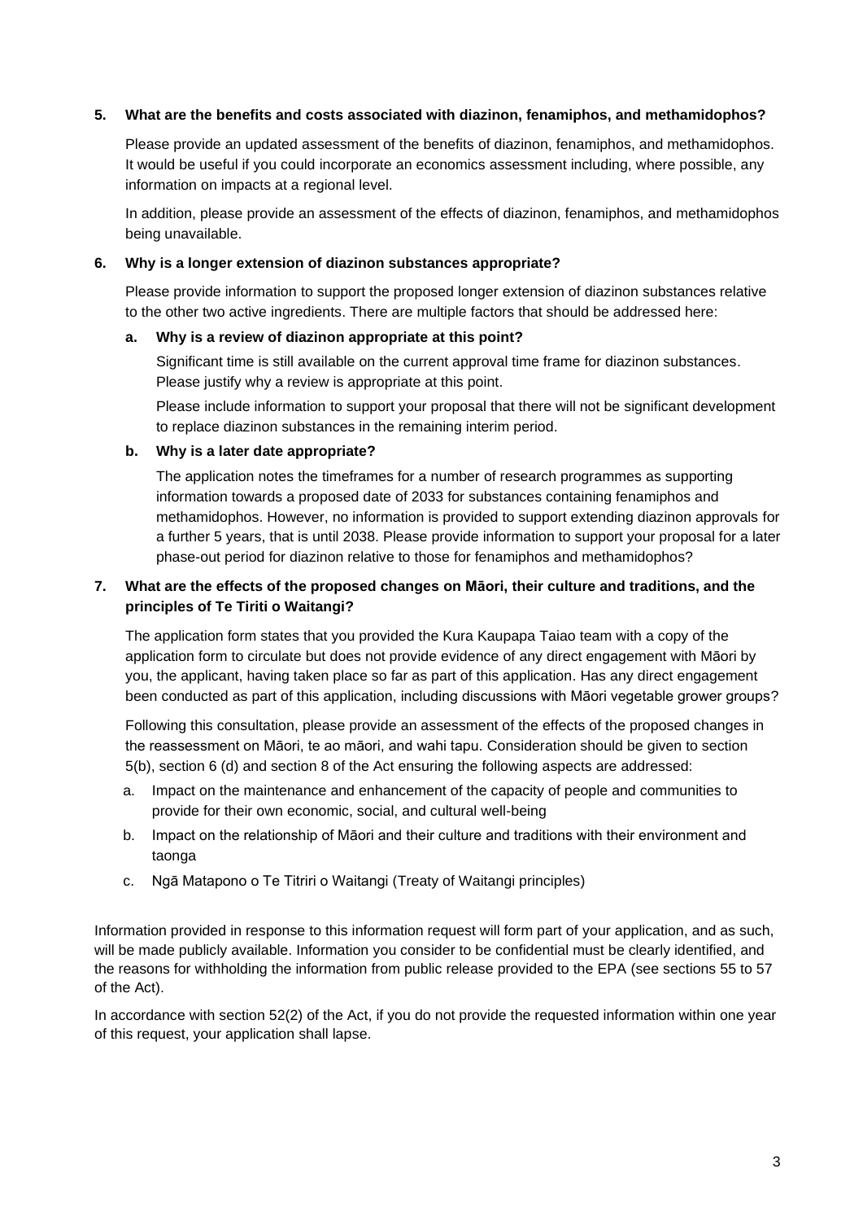**5. What are the benefits and costs associated with diazinon, fenamiphos, and methamidophos?**

Please provide an updated assessment of the benefits of diazinon, fenamiphos, and methamidophos. It would be useful if you could incorporate an economics assessment including, where possible, any information on impacts at a regional level.

In addition, please provide an assessment of the effects of diazinon, fenamiphos, and methamidophos being unavailable.

**6. Why is a longer extension of diazinon substances appropriate?**

Please provide information to support the proposed longer extension of diazinon substances relative to the other two active ingredients. There are multiple factors that should be addressed here:

**a. Why is a review of diazinon appropriate at this point?**

Significant time is still available on the current approval time frame for diazinon substances. Please justify why a review is appropriate at this point.

Please include information to support your proposal that there will not be significant development to replace diazinon substances in the remaining interim period.

**b. Why is a later date appropriate?**

The application notes the timeframes for a number of research programmes as supporting information towards a proposed date of 2033 for substances containing fenamiphos and methamidophos. However, no information is provided to support extending diazinon approvals for a further 5 years, that is until 2038. Please provide information to support your proposal for a later phase-out period for diazinon relative to those for fenamiphos and methamidophos?

**7. What are the effects of the proposed changes on Māori, their culture and traditions, and the principles of Te Tiriti o Waitangi?**

The application form states that you provided the Kura Kaupapa Taiao team with a copy of the application form to circulate but does not provide evidence of any direct engagement with Māori by you, the applicant, having taken place so far as part of this application. Has any direct engagement been conducted as part of this application, including discussions with Māori vegetable grower groups?

Following this consultation, please provide an assessment of the effects of the proposed changes in the reassessment on Māori, te ao māori, and wahi tapu. Consideration should be given to section 5(b), section 6 (d) and section 8 of the Act ensuring the following aspects are addressed:

a. Impact on the maintenance and enhancement of the capacity of people and communities to provide for their own economic, social, and cultural well-being

b. Impact on the relationship of Māori and their culture and traditions with their environment and taonga

c. Ngā Matapono o Te Titriri o Waitangi (Treaty of Waitangi principles)

Information provided in response to this information request will form part of your application, and as such, will be made publicly available. Information you consider to be confidential must be clearly identified, and the reasons for withholding the information from public release provided to the EPA (see sections 55 to 57 of the Act).

In accordance with section 52(2) of the Act, if you do not provide the requested information within one year of this request, your application shall lapse.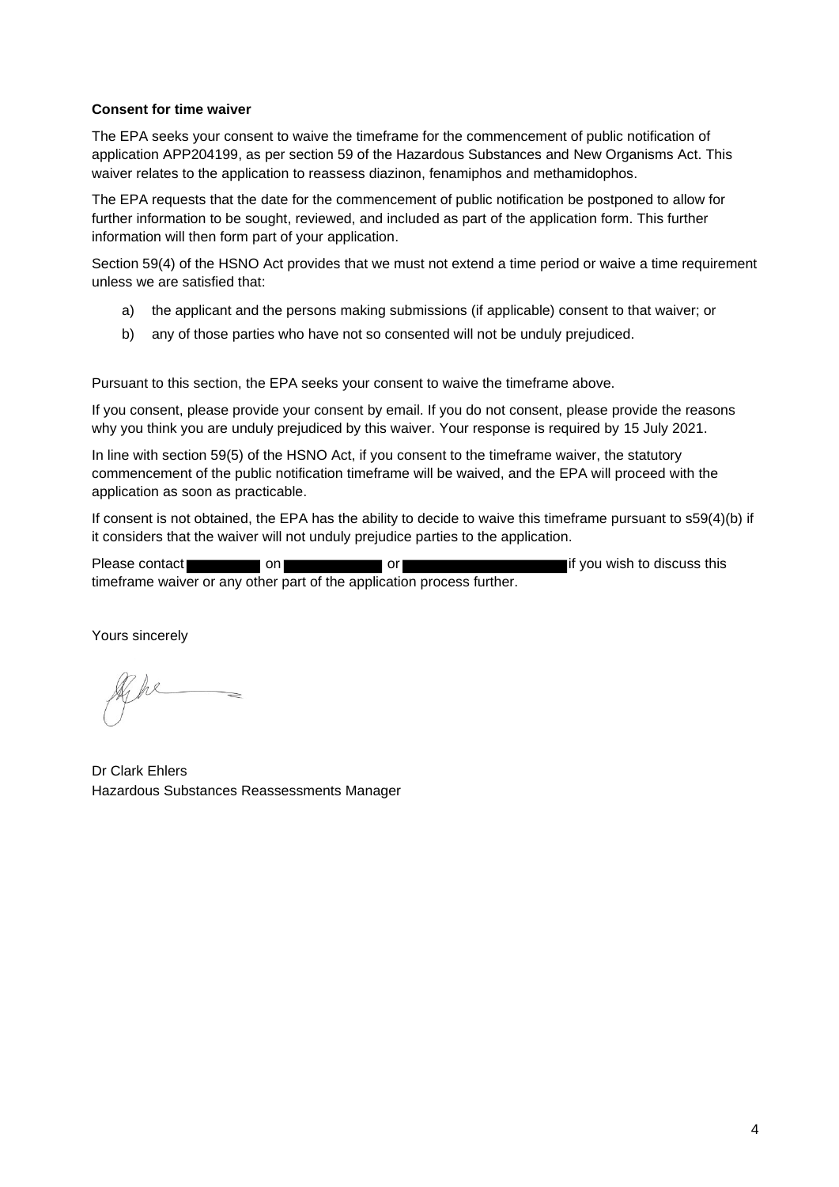**Consent for time waiver**

The EPA seeks your consent to waive the timeframe for the commencement of public notification of application APP204199, as per section 59 of the Hazardous Substances and New Organisms Act. This waiver relates to the application to reassess diazinon, fenamiphos and methamidophos.

The EPA requests that the date for the commencement of public notification be postponed to allow for further information to be sought, reviewed, and included as part of the application form. This further information will then form part of your application.

Section 59(4) of the HSNO Act provides that we must not extend a time period or waive a time requirement unless we are satisfied that:

a) the applicant and the persons making submissions (if applicable) consent to that waiver; or

b) any of those parties who have not so consented will not be unduly prejudiced.

Pursuant to this section, the EPA seeks your consent to waive the timeframe above.

If you consent, please provide your consent by email. If you do not consent, please provide the reasons why you think you are unduly prejudiced by this waiver. Your response is required by 15 July 2021.

In line with section 59(5) of the HSNO Act, if you consent to the timeframe waiver, the statutory commencement of the public notification timeframe will be waived, and the EPA will proceed with the application as soon as practicable.

If consent is not obtained, the EPA has the ability to decide to waive this timeframe pursuant to s59(4)(b) if it considers that the waiver will not unduly prejudice parties to the application.

Please contact [redacted] on [redacted] or [redacted] if you wish to discuss this timeframe waiver or any other part of the application process further.

Yours sincerely

Dr Clark Ehlers
Hazardous Substances Reassessments Manager